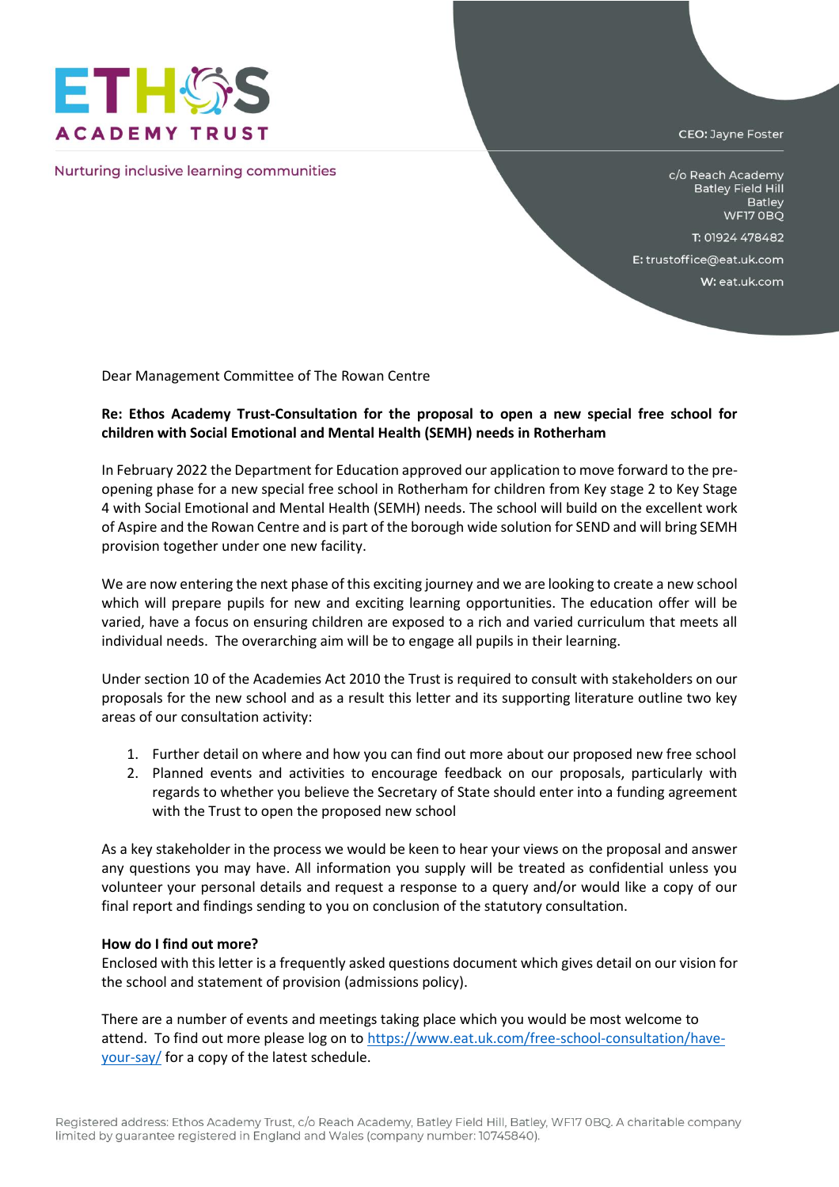**ETHOS ACADEMY TRUST**

Nurturing inclusive learning communities

**CEO:** Jayne Foster

c/o Reach Academy
Batley Field Hill
Batley
WF17 0BQ

**T:** 01924 478482

**E:** trustoffice@eat.uk.com

**W:** eat.uk.com

Dear Management Committee of The Rowan Centre

**Re: Ethos Academy Trust-Consultation for the proposal to open a new special free school for children with Social Emotional and Mental Health (SEMH) needs in Rotherham**

In February 2022 the Department for Education approved our application to move forward to the pre-opening phase for a new special free school in Rotherham for children from Key stage 2 to Key Stage 4 with Social Emotional and Mental Health (SEMH) needs. The school will build on the excellent work of Aspire and the Rowan Centre and is part of the borough wide solution for SEND and will bring SEMH provision together under one new facility.

We are now entering the next phase of this exciting journey and we are looking to create a new school which will prepare pupils for new and exciting learning opportunities. The education offer will be varied, have a focus on ensuring children are exposed to a rich and varied curriculum that meets all individual needs. The overarching aim will be to engage all pupils in their learning.

Under section 10 of the Academies Act 2010 the Trust is required to consult with stakeholders on our proposals for the new school and as a result this letter and its supporting literature outline two key areas of our consultation activity:

1. Further detail on where and how you can find out more about our proposed new free school
2. Planned events and activities to encourage feedback on our proposals, particularly with regards to whether you believe the Secretary of State should enter into a funding agreement with the Trust to open the proposed new school

As a key stakeholder in the process we would be keen to hear your views on the proposal and answer any questions you may have. All information you supply will be treated as confidential unless you volunteer your personal details and request a response to a query and/or would like a copy of our final report and findings sending to you on conclusion of the statutory consultation.

**How do I find out more?**
Enclosed with this letter is a frequently asked questions document which gives detail on our vision for the school and statement of provision (admissions policy).

There are a number of events and meetings taking place which you would be most welcome to attend. To find out more please log on to [https://www.eat.uk.com/free-school-consultation/have-your-say/](https://www.eat.uk.com/free-school-consultation/have-your-say/) for a copy of the latest schedule.

Registered address: Ethos Academy Trust, c/o Reach Academy, Batley Field Hill, Batley, WF17 0BQ. A charitable company limited by guarantee registered in England and Wales (company number: 10745840).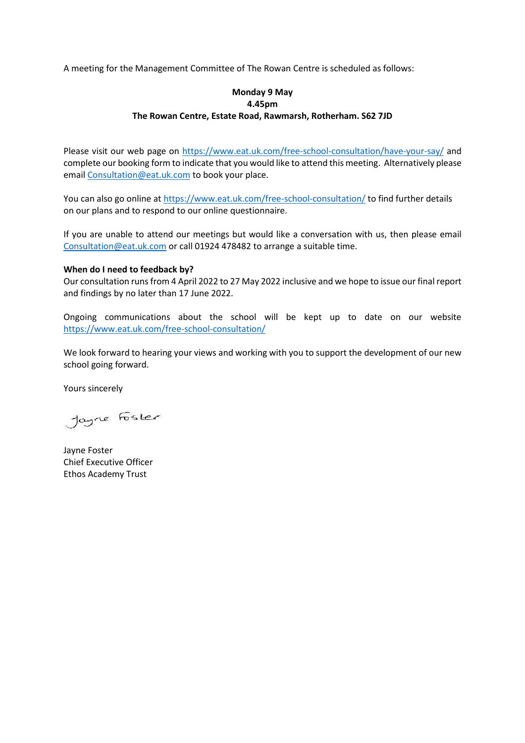A meeting for the Management Committee of The Rowan Centre is scheduled as follows:

**Monday 9 May**
**4.45pm**
**The Rowan Centre, Estate Road, Rawmarsh, Rotherham. S62 7JD**

Please visit our web page on https://www.eat.uk.com/free-school-consultation/have-your-say/ and complete our booking form to indicate that you would like to attend this meeting. Alternatively please email Consultation@eat.uk.com to book your place.

You can also go online at https://www.eat.uk.com/free-school-consultation/ to find further details on our plans and to respond to our online questionnaire.

If you are unable to attend our meetings but would like a conversation with us, then please email Consultation@eat.uk.com or call 01924 478482 to arrange a suitable time.

**When do I need to feedback by?**
Our consultation runs from 4 April 2022 to 27 May 2022 inclusive and we hope to issue our final report and findings by no later than 17 June 2022.

Ongoing communications about the school will be kept up to date on our website https://www.eat.uk.com/free-school-consultation/

We look forward to hearing your views and working with you to support the development of our new school going forward.

Yours sincerely

Jayne Foster

Jayne Foster
Chief Executive Officer
Ethos Academy Trust